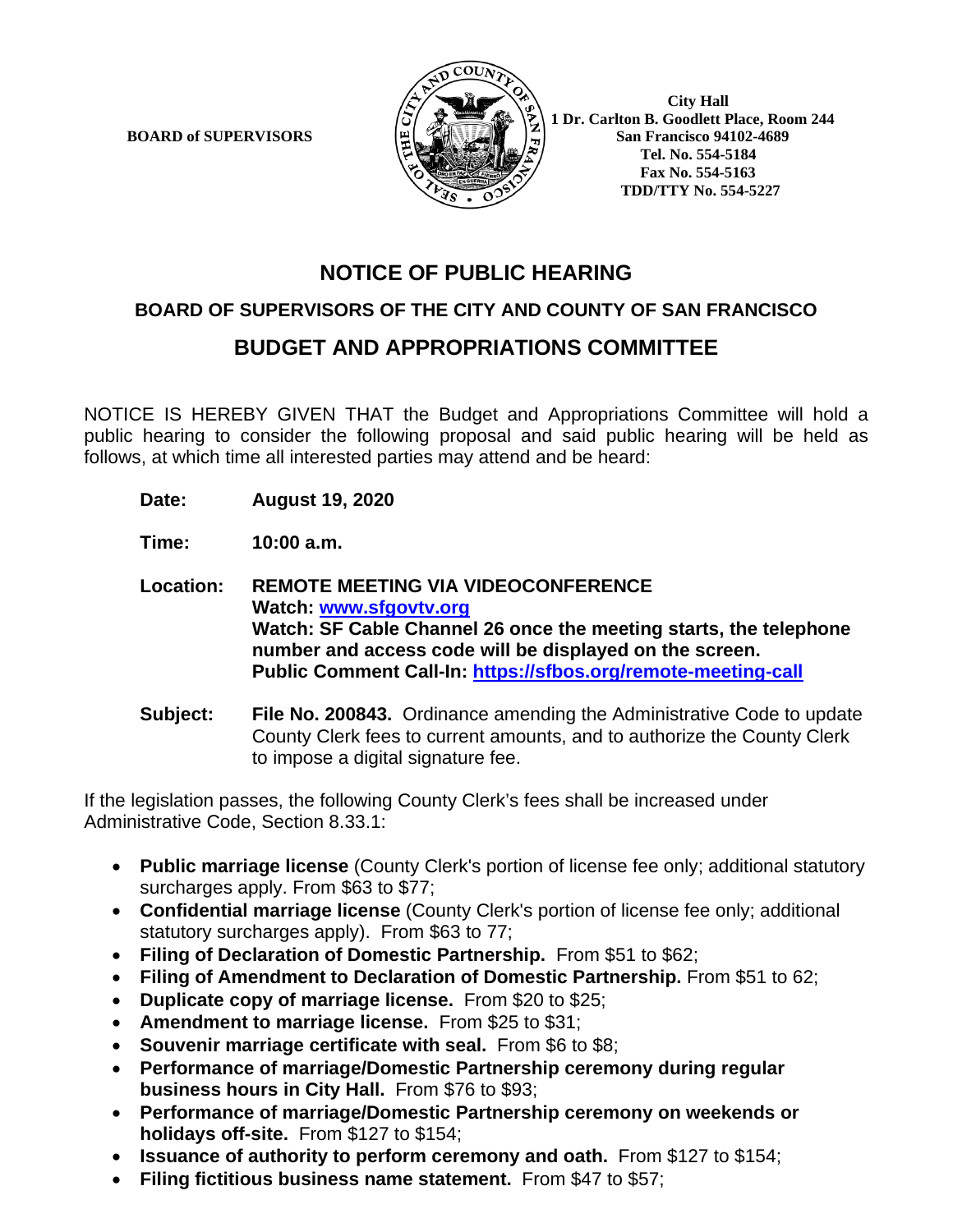**BOARD of SUPERVISORS**

**City Hall**
**1 Dr. Carlton B. Goodlett Place, Room 244**
**San Francisco 94102-4689**
**Tel. No. 554-5184**
**Fax No. 554-5163**
**TDD/TTY No. 554-5227**

# NOTICE OF PUBLIC HEARING

## BOARD OF SUPERVISORS OF THE CITY AND COUNTY OF SAN FRANCISCO

## BUDGET AND APPROPRIATIONS COMMITTEE

NOTICE IS HEREBY GIVEN THAT the Budget and Appropriations Committee will hold a public hearing to consider the following proposal and said public hearing will be held as follows, at which time all interested parties may attend and be heard:

**Date:** **August 19, 2020**

**Time:** **10:00 a.m.**

**Location:** **REMOTE MEETING VIA VIDEOCONFERENCE**
**Watch: [www.sfgovtv.org](www.sfgovtv.org)**
**Watch: SF Cable Channel 26 once the meeting starts, the telephone number and access code will be displayed on the screen.**
**Public Comment Call-In: [https://sfbos.org/remote-meeting-call](https://sfbos.org/remote-meeting-call)**

**Subject:** **File No. 200843.** Ordinance amending the Administrative Code to update County Clerk fees to current amounts, and to authorize the County Clerk to impose a digital signature fee.

If the legislation passes, the following County Clerk's fees shall be increased under Administrative Code, Section 8.33.1:

- **Public marriage license** (County Clerk's portion of license fee only; additional statutory surcharges apply. From $63 to $77;
- **Confidential marriage license** (County Clerk's portion of license fee only; additional statutory surcharges apply). From $63 to 77;
- **Filing of Declaration of Domestic Partnership.** From $51 to $62;
- **Filing of Amendment to Declaration of Domestic Partnership.** From $51 to 62;
- **Duplicate copy of marriage license.** From $20 to $25;
- **Amendment to marriage license.** From $25 to $31;
- **Souvenir marriage certificate with seal.** From $6 to $8;
- **Performance of marriage/Domestic Partnership ceremony during regular business hours in City Hall.** From $76 to $93;
- **Performance of marriage/Domestic Partnership ceremony on weekends or holidays off-site.** From $127 to $154;
- **Issuance of authority to perform ceremony and oath.** From $127 to $154;
- **Filing fictitious business name statement.** From $47 to $57;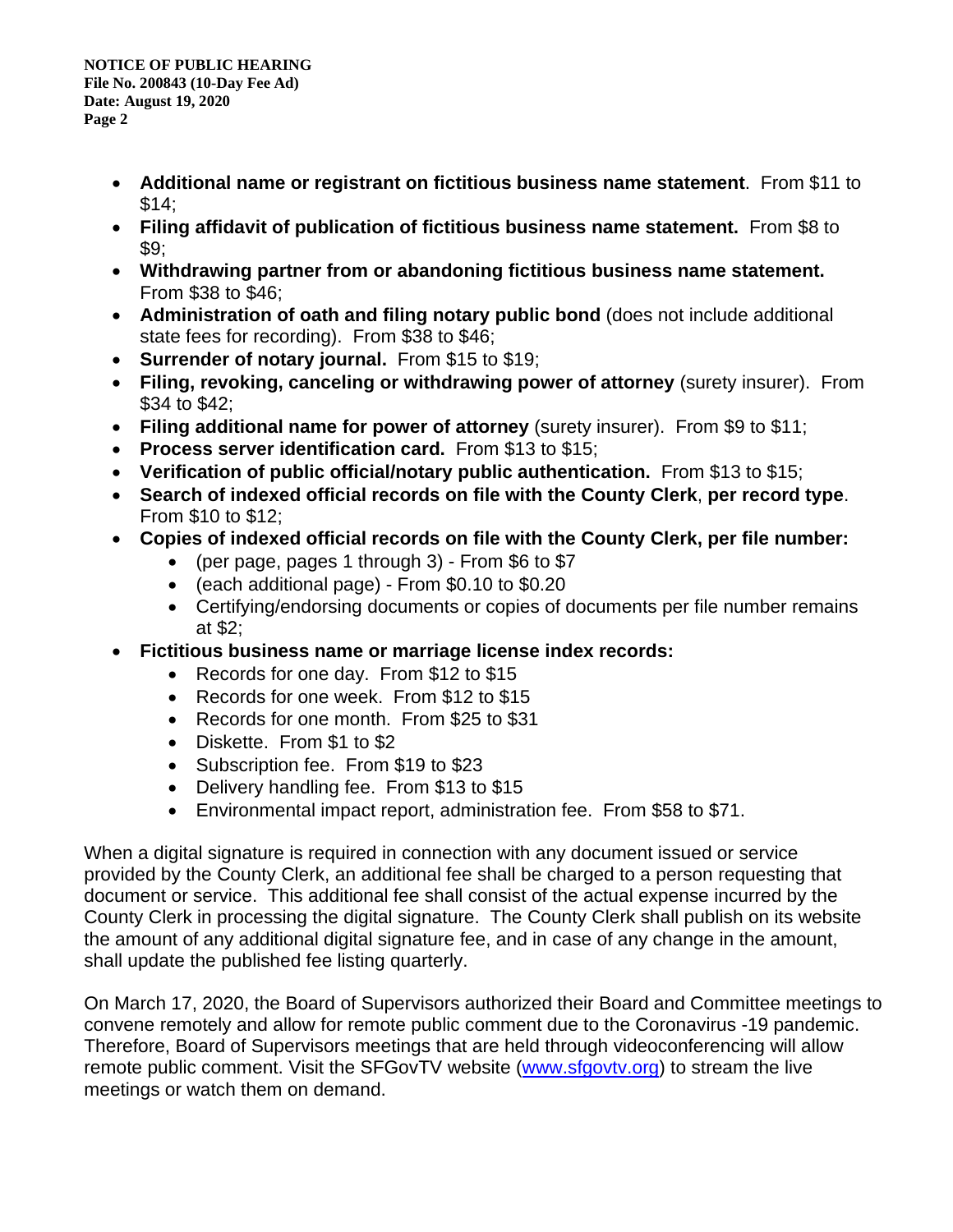- **Additional name or registrant on fictitious business name statement**. From $11 to $14;
- **Filing affidavit of publication of fictitious business name statement.** From $8 to $9;
- **Withdrawing partner from or abandoning fictitious business name statement.** From $38 to $46;
- **Administration of oath and filing notary public bond** (does not include additional state fees for recording). From $38 to $46;
- **Surrender of notary journal.** From $15 to $19;
- **Filing, revoking, canceling or withdrawing power of attorney** (surety insurer). From $34 to $42;
- **Filing additional name for power of attorney** (surety insurer). From $9 to $11;
- **Process server identification card.** From $13 to $15;
- **Verification of public official/notary public authentication.** From $13 to $15;
- **Search of indexed official records on file with the County Clerk**, **per record type**. From $10 to $12;
- **Copies of indexed official records on file with the County Clerk, per file number:**
  - (per page, pages 1 through 3) - From $6 to $7
  - (each additional page) - From $0.10 to $0.20
  - Certifying/endorsing documents or copies of documents per file number remains at $2;
- **Fictitious business name or marriage license index records:**
  - Records for one day. From $12 to $15
  - Records for one week. From $12 to $15
  - Records for one month. From $25 to $31
  - Diskette. From $1 to $2
  - Subscription fee. From $19 to $23
  - Delivery handling fee. From $13 to $15
  - Environmental impact report, administration fee. From $58 to $71.

When a digital signature is required in connection with any document issued or service provided by the County Clerk, an additional fee shall be charged to a person requesting that document or service. This additional fee shall consist of the actual expense incurred by the County Clerk in processing the digital signature. The County Clerk shall publish on its website the amount of any additional digital signature fee, and in case of any change in the amount, shall update the published fee listing quarterly.

On March 17, 2020, the Board of Supervisors authorized their Board and Committee meetings to convene remotely and allow for remote public comment due to the Coronavirus -19 pandemic. Therefore, Board of Supervisors meetings that are held through videoconferencing will allow remote public comment. Visit the SFGovTV website (www.sfgovtv.org) to stream the live meetings or watch them on demand.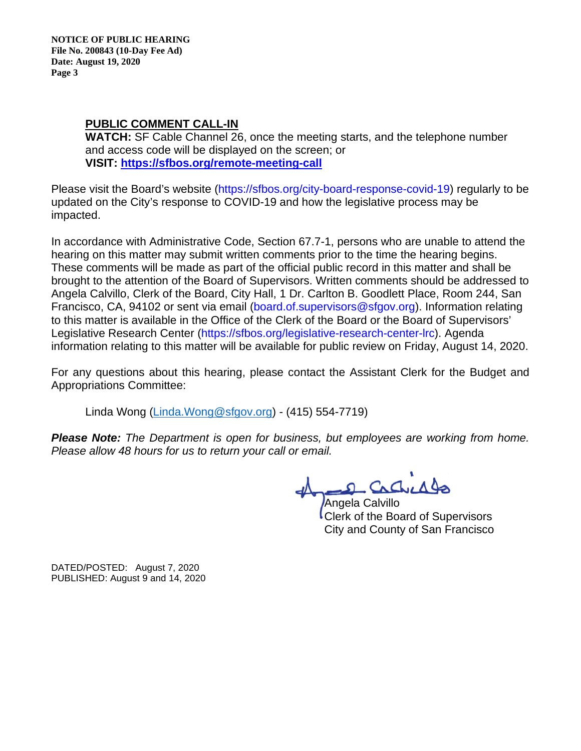**PUBLIC COMMENT CALL-IN**

**WATCH:** SF Cable Channel 26, once the meeting starts, and the telephone number and access code will be displayed on the screen; or

**VISIT:** **https://sfbos.org/remote-meeting-call**

Please visit the Board's website (https://sfbos.org/city-board-response-covid-19) regularly to be updated on the City's response to COVID-19 and how the legislative process may be impacted.

In accordance with Administrative Code, Section 67.7-1, persons who are unable to attend the hearing on this matter may submit written comments prior to the time the hearing begins. These comments will be made as part of the official public record in this matter and shall be brought to the attention of the Board of Supervisors. Written comments should be addressed to Angela Calvillo, Clerk of the Board, City Hall, 1 Dr. Carlton B. Goodlett Place, Room 244, San Francisco, CA, 94102 or sent via email (board.of.supervisors@sfgov.org). Information relating to this matter is available in the Office of the Clerk of the Board or the Board of Supervisors' Legislative Research Center (https://sfbos.org/legislative-research-center-lrc). Agenda information relating to this matter will be available for public review on Friday, August 14, 2020.

For any questions about this hearing, please contact the Assistant Clerk for the Budget and Appropriations Committee:

Linda Wong (Linda.Wong@sfgov.org) - (415) 554-7719)

***Please Note:*** *The Department is open for business, but employees are working from home. Please allow 48 hours for us to return your call or email.*

Angela Calvillo
Clerk of the Board of Supervisors
City and County of San Francisco

DATED/POSTED: August 7, 2020
PUBLISHED: August 9 and 14, 2020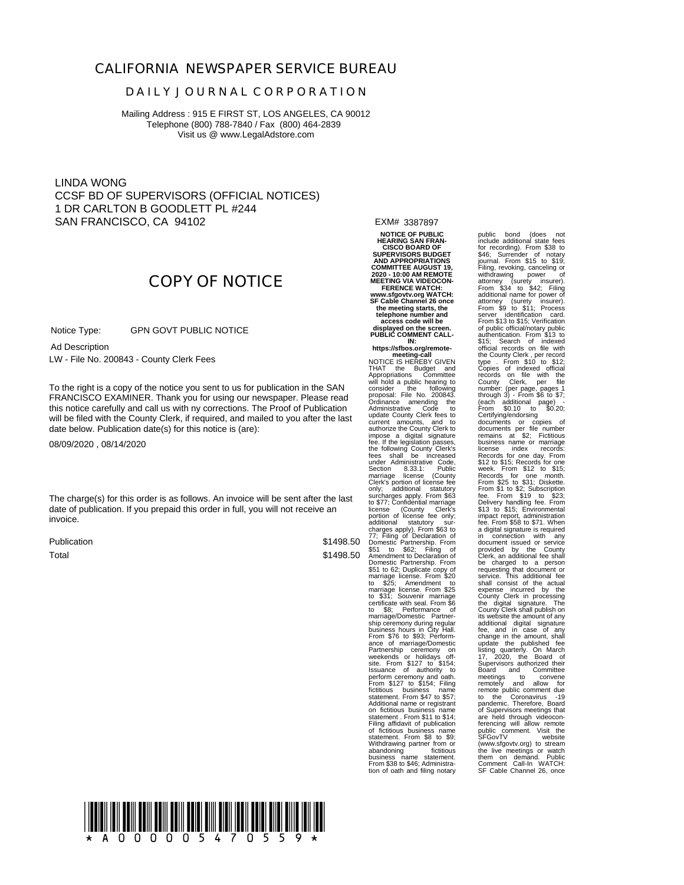# CALIFORNIA NEWSPAPER SERVICE BUREAU

## DAILY JOURNAL CORPORATION

Mailing Address : 915 E FIRST ST, LOS ANGELES, CA 90012
Telephone (800) 788-7840 / Fax (800) 464-2839
Visit us @ www.LegalAdstore.com

LINDA WONG
CCSF BD OF SUPERVISORS (OFFICIAL NOTICES)
1 DR CARLTON B GOODLETT PL #244
SAN FRANCISCO, CA 94102

## COPY OF NOTICE

Notice Type: GPN GOVT PUBLIC NOTICE

Ad Description

LW - File No. 200843 - County Clerk Fees

To the right is a copy of the notice you sent to us for publication in the SAN FRANCISCO EXAMINER. Thank you for using our newspaper. Please read this notice carefully and call us with ny corrections. The Proof of Publication will be filed with the County Clerk, if required, and mailed to you after the last date below. Publication date(s) for this notice is (are):

08/09/2020 , 08/14/2020

The charge(s) for this order is as follows. An invoice will be sent after the last date of publication. If you prepaid this order in full, you will not receive an invoice.

| | |
|---|---|
| Publication | $1498.50 |
| Total | $1498.50 |

EXM# 3387897

**NOTICE OF PUBLIC HEARING SAN FRANCISCO BOARD OF SUPERVISORS BUDGET AND APPROPRIATIONS COMMITTEE AUGUST 19, 2020 - 10:00 AM REMOTE MEETING VIA VIDEOCONFERENCE WATCH: www.sfgovtv.org WATCH: SF Cable Channel 26 once the meeting starts, the telephone number and access code will be displayed on the screen. PUBLIC COMMENT CALL-IN: https://sfbos.org/remote-meeting-call**

NOTICE IS HEREBY GIVEN THAT the Budget and Appropriations Committee will hold a public hearing to consider the following proposal: File No. 200843. Ordinance amending the Administrative Code to update County Clerk fees to current amounts, and to authorize the County Clerk to impose a digital signature fee. If the legislation passes, the following County Clerk's fees shall be increased under Administrative Code, Section 8.33.1: Public marriage license (County Clerk's portion of license fee only; additional statutory surcharges apply. From $63 to $77; Confidential marriage license (County Clerk's portion of license fee only; additional statutory surcharges apply). From $63 to 77; Filing of Declaration of Domestic Partnership. From $51 to $62; Filing of Amendment to Declaration of Domestic Partnership. From $51 to 62; Duplicate copy of marriage license. From $20 to $25; Amendment to marriage license. From $25 to $31; Souvenir marriage certificate with seal. From $6 to $8; Performance of marriage/Domestic Partnership ceremony during regular business hours in City Hall. From $76 to $93; Performance of marriage/Domestic Partnership ceremony on weekends or holidays off-site. From $127 to $154; Issuance of authority to perform ceremony and oath. From $127 to $154; Filing fictitious business name statement. From $47 to $57; Additional name or registrant on fictitious business name statement . From $11 to $14; Filing affidavit of publication of fictitious business name statement. From $8 to $9; Withdrawing partner from or abandoning fictitious business name statement. From $38 to $46; Administration of oath and filing notary public bond (does not include additional state fees for recording). From $38 to $46; Surrender of notary journal. From $15 to $19; Filing, revoking, canceling or withdrawing power of attorney (surety insurer). From $34 to $42; Filing additional name for power of attorney (surety insurer). From $9 to $11; Process server identification card. From $13 to $15; Verification of public official/notary public authentication. From $13 to $15; Search of indexed official records on file with the County Clerk , per record type . From $10 to $12; Copies of indexed official records on file with the County Clerk, per file number: (per page, pages 1 through 3) - From $6 to $7; (each additional page) - From $0.10 to $0.20; Certifying/endorsing documents or copies of documents per file number remains at $2; Fictitious business name or marriage license index records: Records for one day. From $12 to $15; Records for one week. From $12 to $15; Records for one month. From $25 to $31; Diskette. From $1 to $2; Subscription fee. From $19 to $23; Delivery handling fee. From $13 to $15; Environmental impact report, administration fee. From $58 to $71. When a digital signature is required in connection with any document issued or service provided by the County Clerk, an additional fee shall be charged to a person requesting that document or service. This additional fee shall consist of the actual expense incurred by the County Clerk in processing the digital signature. The County Clerk shall publish on its website the amount of any additional digital signature fee, and in case of any change in the amount, shall update the published fee listing quarterly. On March 17, 2020, the Board of Supervisors authorized their Board and Committee meetings to convene remotely and allow for remote public comment due to the Coronavirus -19 pandemic. Therefore, Board of Supervisors meetings that are held through videoconferencing will allow remote public comment. Visit the SFGovTV website (www.sfgovtv.org) to stream the live meetings or watch them on demand. Public Comment Call-In WATCH: SF Cable Channel 26, once

\* A 0 0 0 0 0 5 4 7 0 5 5 9 \*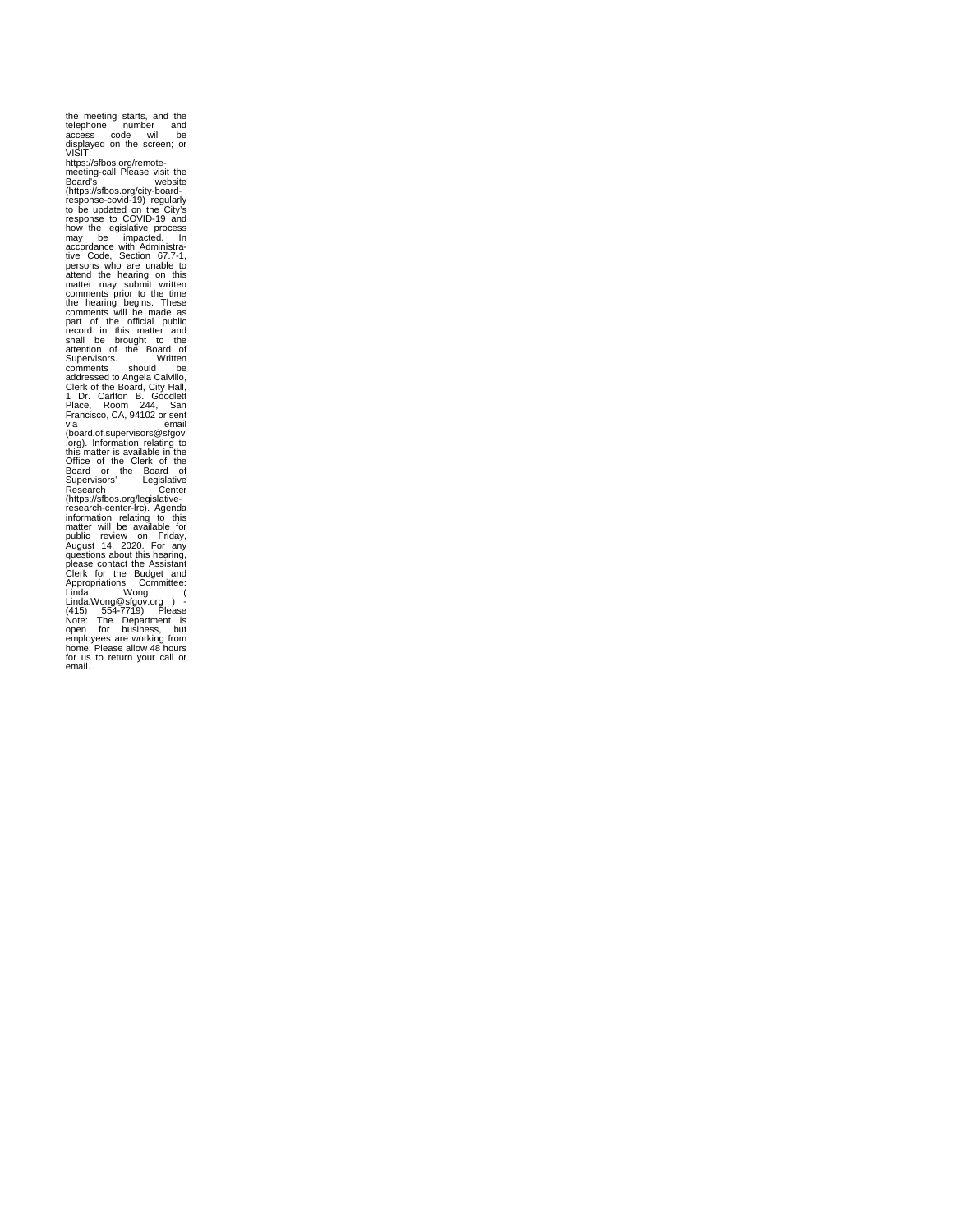the meeting starts, and the telephone number and access code will be displayed on the screen; or VISIT: https://sfbos.org/remote-meeting-call Please visit the Board's website (https://sfbos.org/city-board-response-covid-19) regularly to be updated on the City's response to COVID-19 and how the legislative process may be impacted. In accordance with Administrative Code, Section 67.7-1, persons who are unable to attend the hearing on this matter may submit written comments prior to the time the hearing begins. These comments will be made as part of the official public record in this matter and shall be brought to the attention of the Board of Supervisors. Written comments should be addressed to Angela Calvillo, Clerk of the Board, City Hall, 1 Dr. Carlton B. Goodlett Place, Room 244, San Francisco, CA, 94102 or sent via email (board.of.supervisors@sfgov.org). Information relating to this matter is available in the Office of the Clerk of the Board or the Board of Supervisors' Legislative Research Center (https://sfbos.org/legislative-research-center-lrc). Agenda information relating to this matter will be available for public review on Friday, August 14, 2020. For any questions about this hearing, please contact the Assistant Clerk for the Budget and Appropriations Committee: Linda Wong ( Linda.Wong@sfgov.org ) - (415) 554-7719) Please Note: The Department is open for business, but employees are working from home. Please allow 48 hours for us to return your call or email.